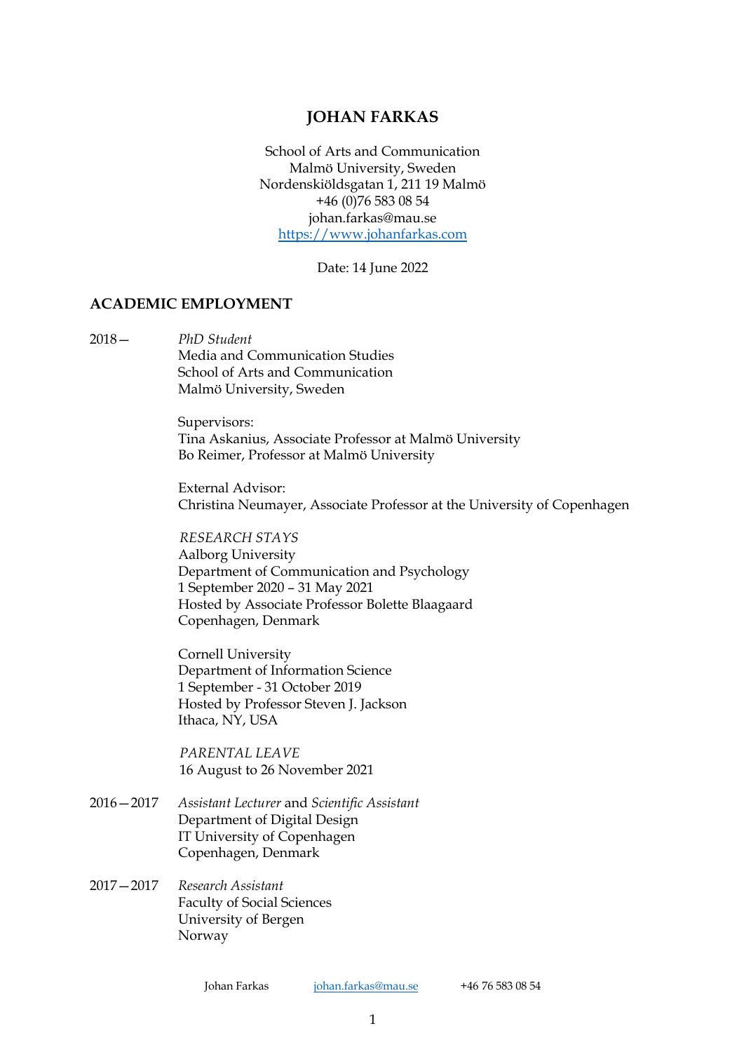# JOHAN FARKAS

School of Arts and Communication
Malmö University, Sweden
Nordenskiöldsgatan 1, 211 19 Malmö
+46 (0)76 583 08 54
johan.farkas@mau.se
https://www.johanfarkas.com

Date: 14 June 2022

## ACADEMIC EMPLOYMENT

**2018—**

*PhD Student*
Media and Communication Studies
School of Arts and Communication
Malmö University, Sweden

Supervisors:
Tina Askanius, Associate Professor at Malmö University
Bo Reimer, Professor at Malmö University

External Advisor:
Christina Neumayer, Associate Professor at the University of Copenhagen

*RESEARCH STAYS*
Aalborg University
Department of Communication and Psychology
1 September 2020 – 31 May 2021
Hosted by Associate Professor Bolette Blaagaard
Copenhagen, Denmark

Cornell University
Department of Information Science
1 September - 31 October 2019
Hosted by Professor Steven J. Jackson
Ithaca, NY, USA

*PARENTAL LEAVE*
16 August to 26 November 2021

**2016—2017**

*Assistant Lecturer* and *Scientific Assistant*
Department of Digital Design
IT University of Copenhagen
Copenhagen, Denmark

**2017—2017**

*Research Assistant*
Faculty of Social Sciences
University of Bergen
Norway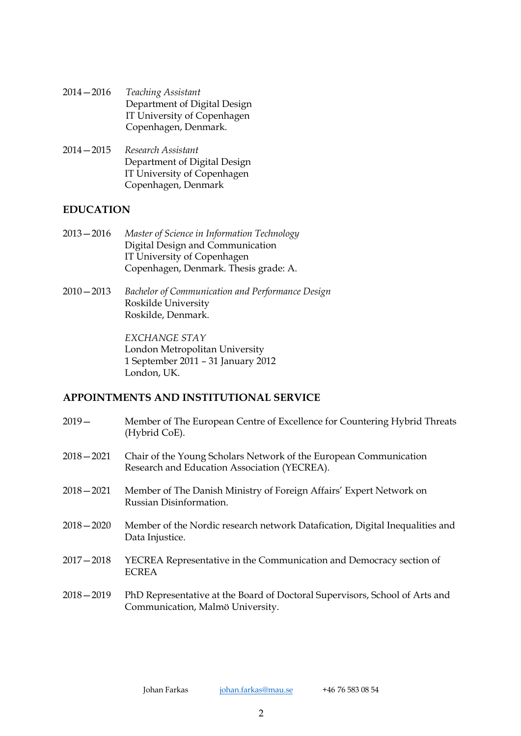2014—2016 *Teaching Assistant*
Department of Digital Design
IT University of Copenhagen
Copenhagen, Denmark.

2014—2015 *Research Assistant*
Department of Digital Design
IT University of Copenhagen
Copenhagen, Denmark

## EDUCATION

2013—2016 *Master of Science in Information Technology*
Digital Design and Communication
IT University of Copenhagen
Copenhagen, Denmark. Thesis grade: A.

2010—2013 *Bachelor of Communication and Performance Design*
Roskilde University
Roskilde, Denmark.

*EXCHANGE STAY*
London Metropolitan University
1 September 2011 – 31 January 2012
London, UK.

## APPOINTMENTS AND INSTITUTIONAL SERVICE

2019— Member of The European Centre of Excellence for Countering Hybrid Threats (Hybrid CoE).

2018—2021 Chair of the Young Scholars Network of the European Communication Research and Education Association (YECREA).

2018—2021 Member of The Danish Ministry of Foreign Affairs' Expert Network on Russian Disinformation.

2018—2020 Member of the Nordic research network Datafication, Digital Inequalities and Data Injustice.

2017—2018 YECREA Representative in the Communication and Democracy section of ECREA

2018—2019 PhD Representative at the Board of Doctoral Supervisors, School of Arts and Communication, Malmö University.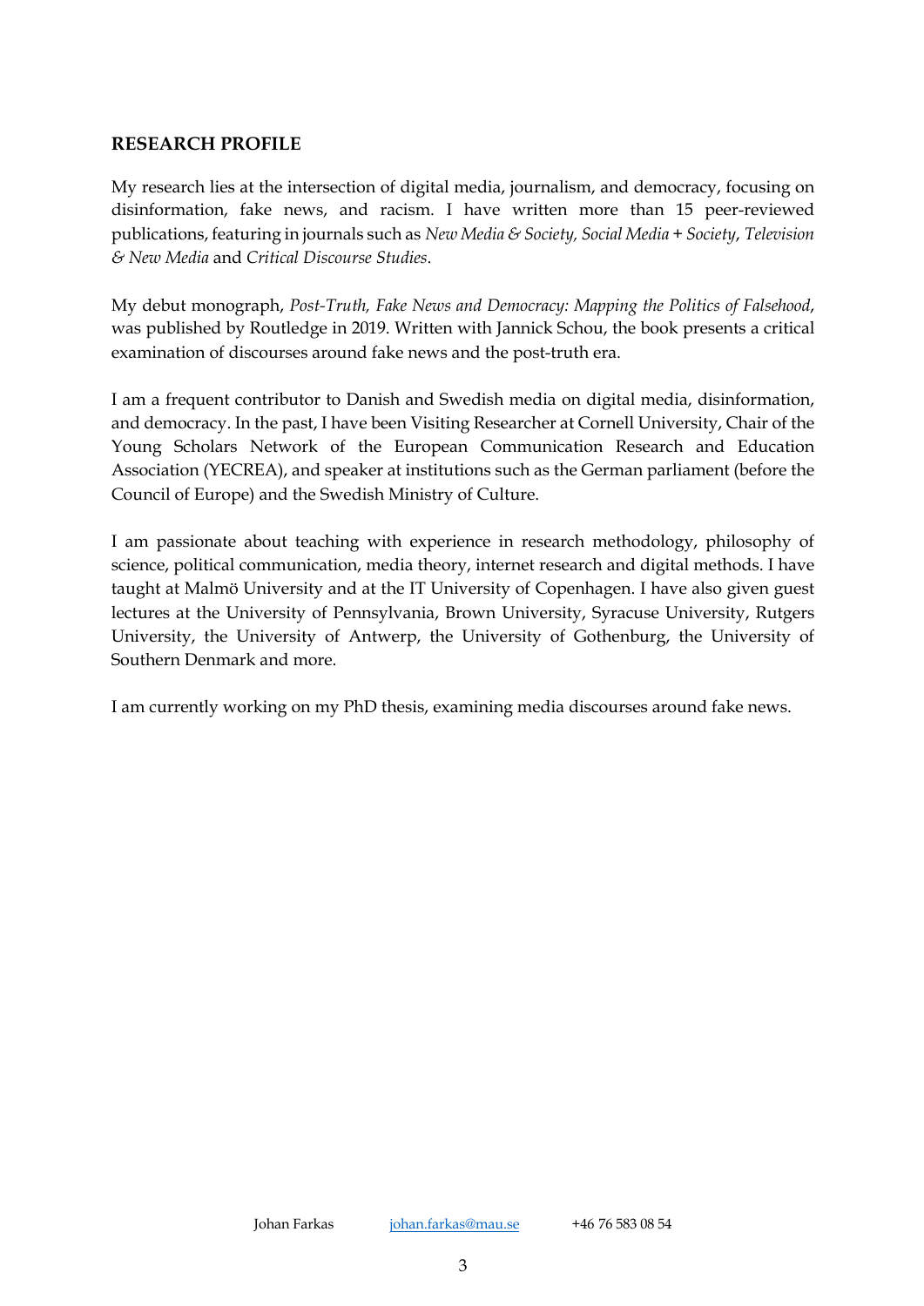## RESEARCH PROFILE

My research lies at the intersection of digital media, journalism, and democracy, focusing on disinformation, fake news, and racism. I have written more than 15 peer-reviewed publications, featuring in journals such as *New Media & Society, Social Media + Society*, *Television & New Media* and *Critical Discourse Studies*.

My debut monograph, *Post-Truth, Fake News and Democracy: Mapping the Politics of Falsehood*, was published by Routledge in 2019. Written with Jannick Schou, the book presents a critical examination of discourses around fake news and the post-truth era.

I am a frequent contributor to Danish and Swedish media on digital media, disinformation, and democracy. In the past, I have been Visiting Researcher at Cornell University, Chair of the Young Scholars Network of the European Communication Research and Education Association (YECREA), and speaker at institutions such as the German parliament (before the Council of Europe) and the Swedish Ministry of Culture.

I am passionate about teaching with experience in research methodology, philosophy of science, political communication, media theory, internet research and digital methods. I have taught at Malmö University and at the IT University of Copenhagen. I have also given guest lectures at the University of Pennsylvania, Brown University, Syracuse University, Rutgers University, the University of Antwerp, the University of Gothenburg, the University of Southern Denmark and more.

I am currently working on my PhD thesis, examining media discourses around fake news.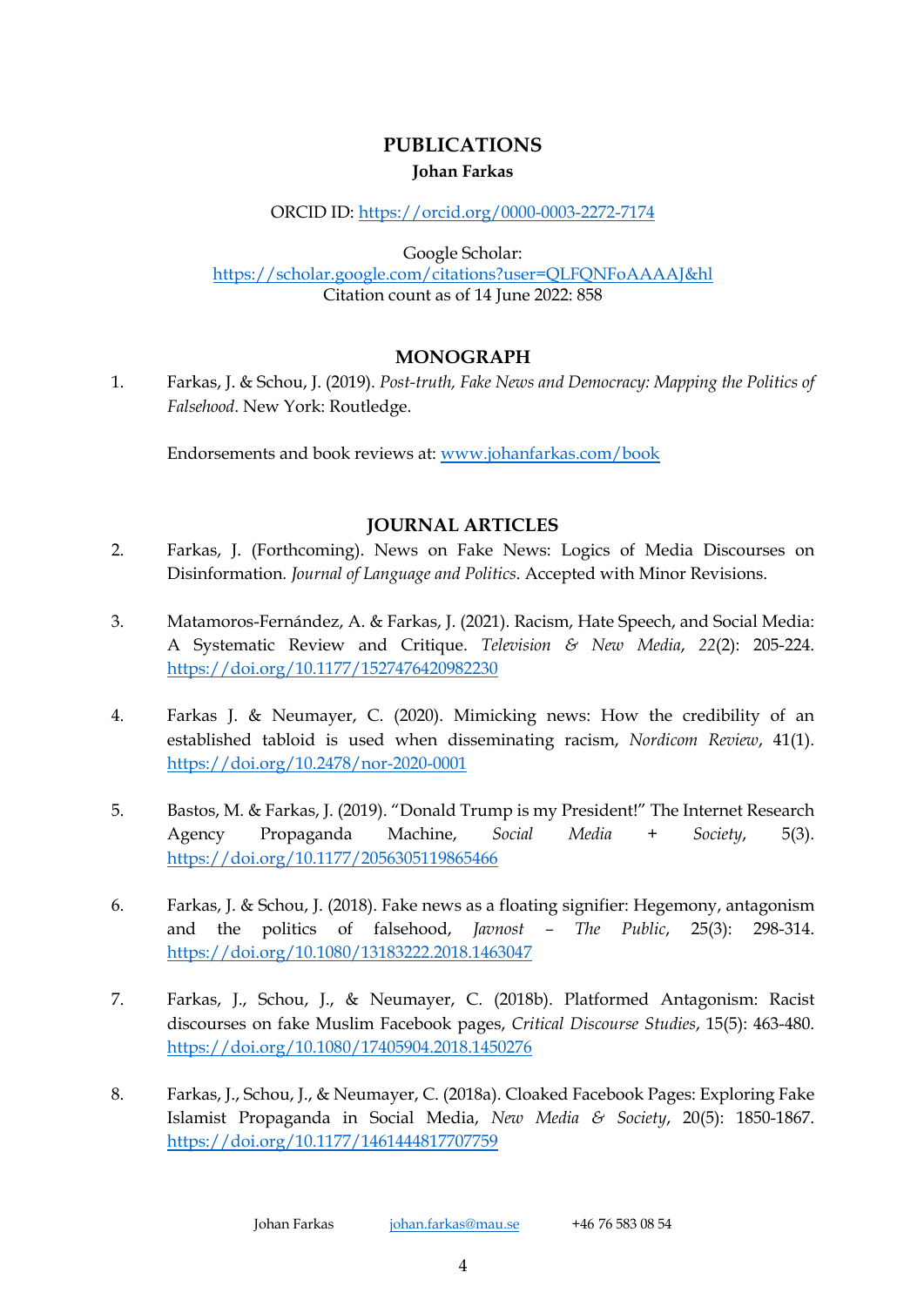# PUBLICATIONS

**Johan Farkas**

ORCID ID: https://orcid.org/0000-0003-2272-7174

Google Scholar:
https://scholar.google.com/citations?user=QLFQNFoAAAAJ&hl
Citation count as of 14 June 2022: 858

## MONOGRAPH

1. Farkas, J. & Schou, J. (2019). *Post-truth, Fake News and Democracy: Mapping the Politics of Falsehood*. New York: Routledge.

   Endorsements and book reviews at: www.johanfarkas.com/book

## JOURNAL ARTICLES

2. Farkas, J. (Forthcoming). News on Fake News: Logics of Media Discourses on Disinformation. *Journal of Language and Politics*. Accepted with Minor Revisions.

3. Matamoros-Fernández, A. & Farkas, J. (2021). Racism, Hate Speech, and Social Media: A Systematic Review and Critique. *Television & New Media*, *22*(2): 205-224. https://doi.org/10.1177/1527476420982230

4. Farkas J. & Neumayer, C. (2020). Mimicking news: How the credibility of an established tabloid is used when disseminating racism, *Nordicom Review*, 41(1). https://doi.org/10.2478/nor-2020-0001

5. Bastos, M. & Farkas, J. (2019). "Donald Trump is my President!" The Internet Research Agency Propaganda Machine, *Social Media + Society*, 5(3). https://doi.org/10.1177/2056305119865466

6. Farkas, J. & Schou, J. (2018). Fake news as a floating signifier: Hegemony, antagonism and the politics of falsehood, *Javnost – The Public*, 25(3): 298-314. https://doi.org/10.1080/13183222.2018.1463047

7. Farkas, J., Schou, J., & Neumayer, C. (2018b). Platformed Antagonism: Racist discourses on fake Muslim Facebook pages, *Critical Discourse Studies*, 15(5): 463-480. https://doi.org/10.1080/17405904.2018.1450276

8. Farkas, J., Schou, J., & Neumayer, C. (2018a). Cloaked Facebook Pages: Exploring Fake Islamist Propaganda in Social Media, *New Media & Society*, 20(5): 1850-1867. https://doi.org/10.1177/1461444817707759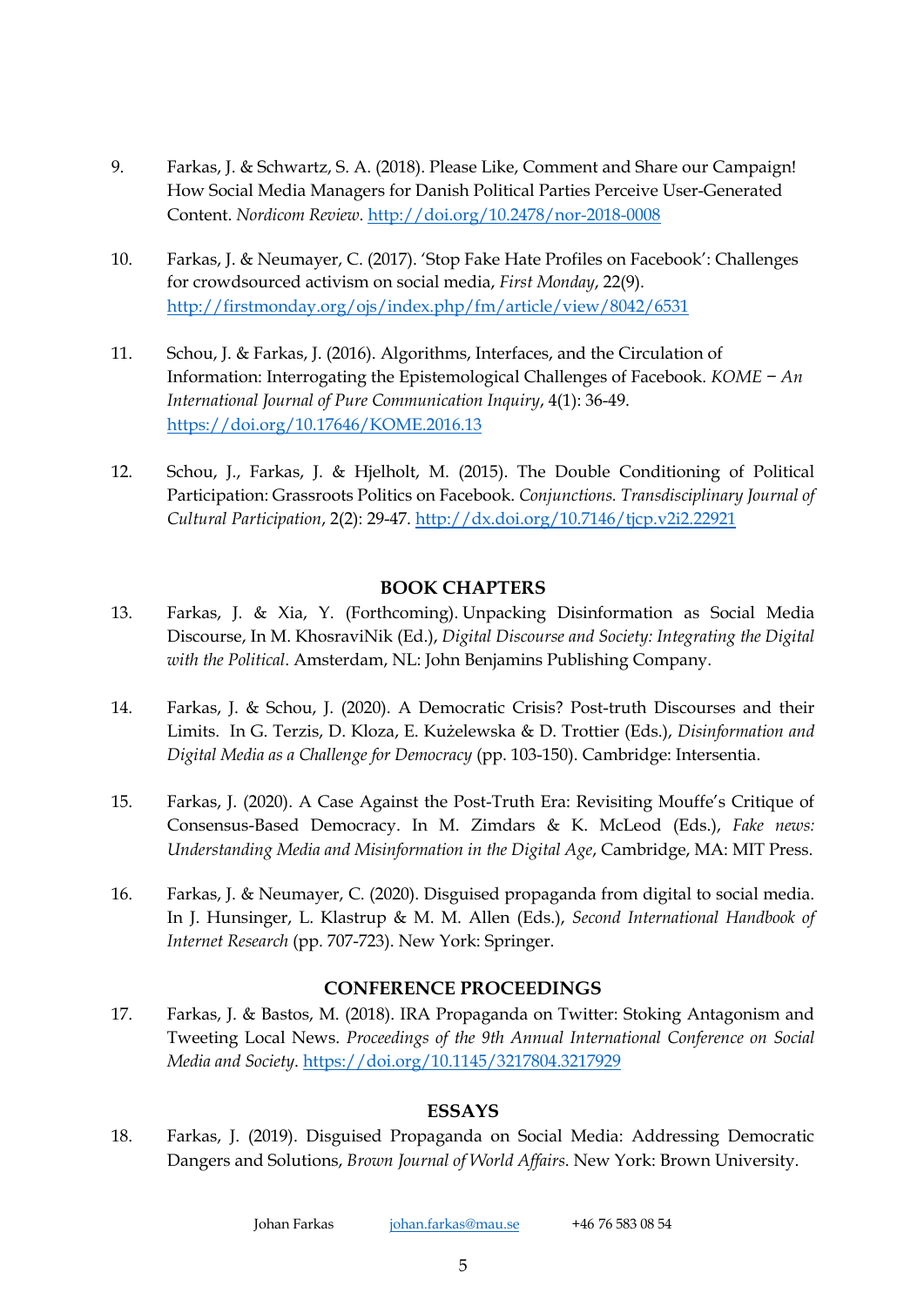9. Farkas, J. & Schwartz, S. A. (2018). Please Like, Comment and Share our Campaign! How Social Media Managers for Danish Political Parties Perceive User-Generated Content. *Nordicom Review*. http://doi.org/10.2478/nor-2018-0008

10. Farkas, J. & Neumayer, C. (2017). 'Stop Fake Hate Profiles on Facebook': Challenges for crowdsourced activism on social media, *First Monday*, 22(9). http://firstmonday.org/ojs/index.php/fm/article/view/8042/6531

11. Schou, J. & Farkas, J. (2016). Algorithms, Interfaces, and the Circulation of Information: Interrogating the Epistemological Challenges of Facebook. *KOME − An International Journal of Pure Communication Inquiry*, 4(1): 36-49. https://doi.org/10.17646/KOME.2016.13

12. Schou, J., Farkas, J. & Hjelholt, M. (2015). The Double Conditioning of Political Participation: Grassroots Politics on Facebook. *Conjunctions. Transdisciplinary Journal of Cultural Participation*, 2(2): 29-47. http://dx.doi.org/10.7146/tjcp.v2i2.22921

## BOOK CHAPTERS

13. Farkas, J. & Xia, Y. (Forthcoming). Unpacking Disinformation as Social Media Discourse, In M. KhosraviNik (Ed.), *Digital Discourse and Society: Integrating the Digital with the Political*. Amsterdam, NL: John Benjamins Publishing Company.

14. Farkas, J. & Schou, J. (2020). A Democratic Crisis? Post-truth Discourses and their Limits. In G. Terzis, D. Kloza, E. Kużelewska & D. Trottier (Eds.), *Disinformation and Digital Media as a Challenge for Democracy* (pp. 103-150). Cambridge: Intersentia.

15. Farkas, J. (2020). A Case Against the Post-Truth Era: Revisiting Mouffe's Critique of Consensus-Based Democracy. In M. Zimdars & K. McLeod (Eds.), *Fake news: Understanding Media and Misinformation in the Digital Age*, Cambridge, MA: MIT Press.

16. Farkas, J. & Neumayer, C. (2020). Disguised propaganda from digital to social media. In J. Hunsinger, L. Klastrup & M. M. Allen (Eds.), *Second International Handbook of Internet Research* (pp. 707-723). New York: Springer.

## CONFERENCE PROCEEDINGS

17. Farkas, J. & Bastos, M. (2018). IRA Propaganda on Twitter: Stoking Antagonism and Tweeting Local News. *Proceedings of the 9th Annual International Conference on Social Media and Society*. https://doi.org/10.1145/3217804.3217929

## ESSAYS

18. Farkas, J. (2019). Disguised Propaganda on Social Media: Addressing Democratic Dangers and Solutions, *Brown Journal of World Affairs*. New York: Brown University.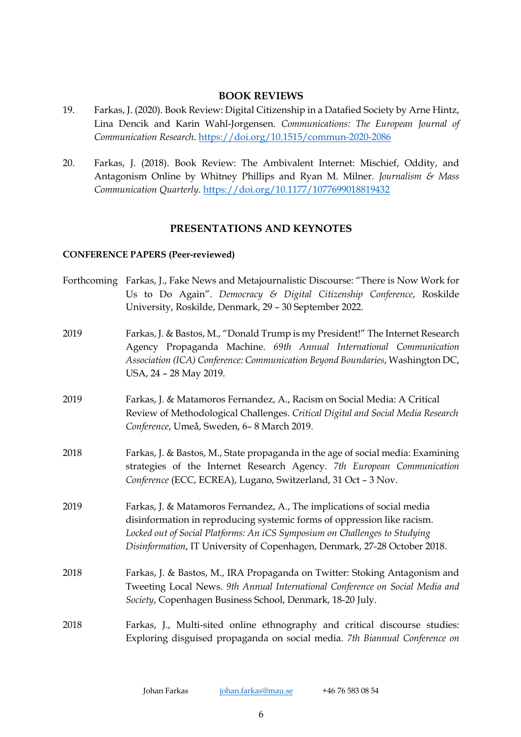## BOOK REVIEWS

19. Farkas, J. (2020). Book Review: Digital Citizenship in a Datafied Society by Arne Hintz, Lina Dencik and Karin Wahl-Jorgensen. *Communications: The European Journal of Communication Research*. https://doi.org/10.1515/commun-2020-2086

20. Farkas, J. (2018). Book Review: The Ambivalent Internet: Mischief, Oddity, and Antagonism Online by Whitney Phillips and Ryan M. Milner. *Journalism & Mass Communication Quarterly*. https://doi.org/10.1177/1077699018819432

## PRESENTATIONS AND KEYNOTES

### CONFERENCE PAPERS (Peer-reviewed)

Forthcoming — Farkas, J., Fake News and Metajournalistic Discourse: "There is Now Work for Us to Do Again". *Democracy & Digital Citizenship Conference*, Roskilde University, Roskilde, Denmark, 29 – 30 September 2022.

2019 — Farkas, J. & Bastos, M., "Donald Trump is my President!" The Internet Research Agency Propaganda Machine. *69th Annual International Communication Association (ICA) Conference: Communication Beyond Boundaries*, Washington DC, USA, 24 – 28 May 2019.

2019 — Farkas, J. & Matamoros Fernandez, A., Racism on Social Media: A Critical Review of Methodological Challenges. *Critical Digital and Social Media Research Conference*, Umeå, Sweden, 6– 8 March 2019.

2018 — Farkas, J. & Bastos, M., State propaganda in the age of social media: Examining strategies of the Internet Research Agency. *7th European Communication Conference* (ECC, ECREA), Lugano, Switzerland, 31 Oct – 3 Nov.

2019 — Farkas, J. & Matamoros Fernandez, A., The implications of social media disinformation in reproducing systemic forms of oppression like racism. *Locked out of Social Platforms: An iCS Symposium on Challenges to Studying Disinformation*, IT University of Copenhagen, Denmark, 27-28 October 2018.

2018 — Farkas, J. & Bastos, M., IRA Propaganda on Twitter: Stoking Antagonism and Tweeting Local News. *9th Annual International Conference on Social Media and Society*, Copenhagen Business School, Denmark, 18-20 July.

2018 — Farkas, J., Multi-sited online ethnography and critical discourse studies: Exploring disguised propaganda on social media. *7th Biannual Conference on*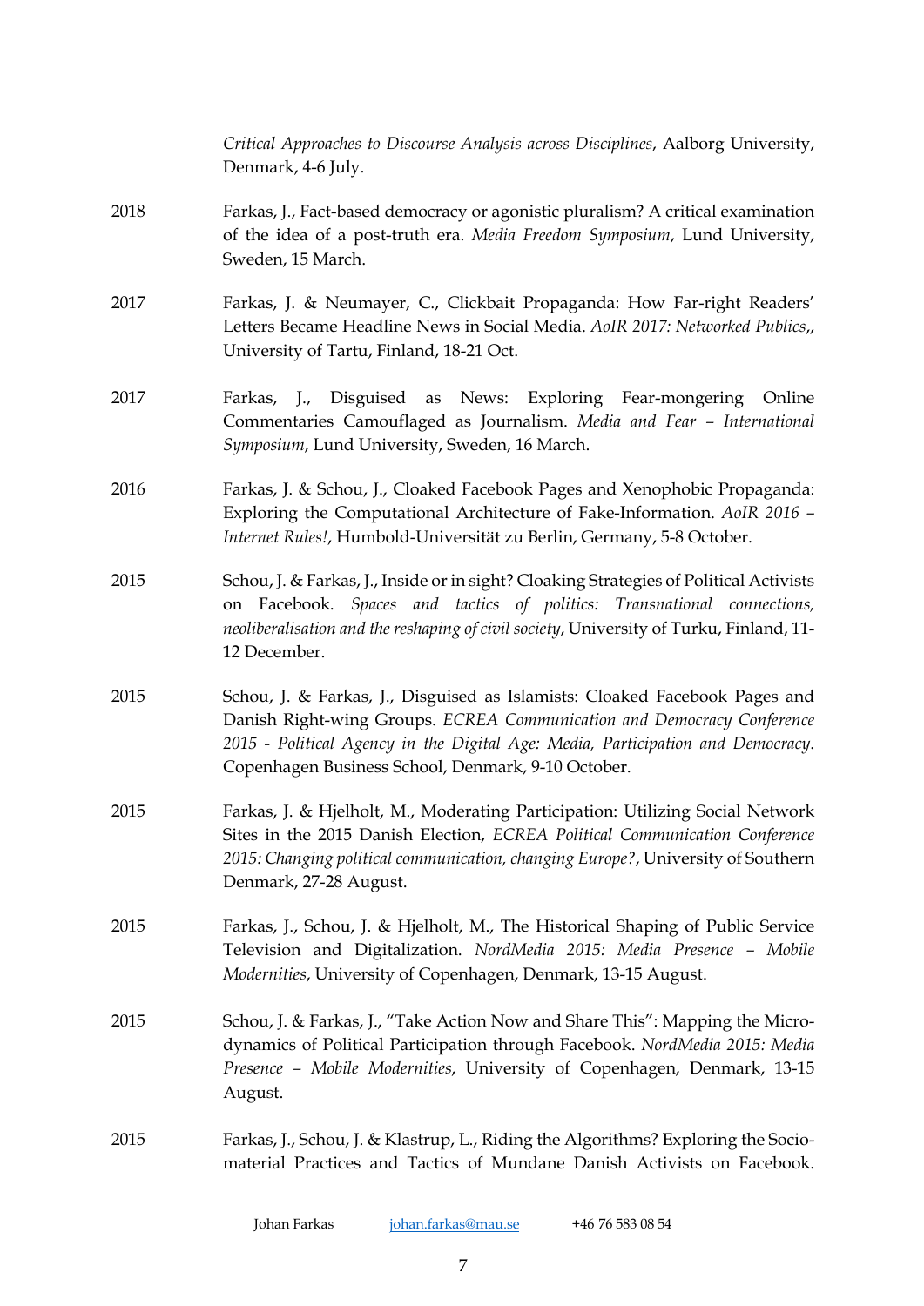*Critical Approaches to Discourse Analysis across Disciplines*, Aalborg University, Denmark, 4-6 July.

2018 Farkas, J., Fact-based democracy or agonistic pluralism? A critical examination of the idea of a post-truth era. *Media Freedom Symposium*, Lund University, Sweden, 15 March.

2017 Farkas, J. & Neumayer, C., Clickbait Propaganda: How Far-right Readers' Letters Became Headline News in Social Media. *AoIR 2017: Networked Publics*,, University of Tartu, Finland, 18-21 Oct.

2017 Farkas, J., Disguised as News: Exploring Fear-mongering Online Commentaries Camouflaged as Journalism. *Media and Fear – International Symposium*, Lund University, Sweden, 16 March.

2016 Farkas, J. & Schou, J., Cloaked Facebook Pages and Xenophobic Propaganda: Exploring the Computational Architecture of Fake-Information. *AoIR 2016 – Internet Rules!*, Humbold-Universität zu Berlin, Germany, 5-8 October.

2015 Schou, J. & Farkas, J., Inside or in sight? Cloaking Strategies of Political Activists on Facebook. *Spaces and tactics of politics: Transnational connections, neoliberalisation and the reshaping of civil society*, University of Turku, Finland, 11-12 December.

2015 Schou, J. & Farkas, J., Disguised as Islamists: Cloaked Facebook Pages and Danish Right-wing Groups. *ECREA Communication and Democracy Conference 2015 - Political Agency in the Digital Age: Media, Participation and Democracy*. Copenhagen Business School, Denmark, 9-10 October.

2015 Farkas, J. & Hjelholt, M., Moderating Participation: Utilizing Social Network Sites in the 2015 Danish Election, *ECREA Political Communication Conference 2015: Changing political communication, changing Europe?*, University of Southern Denmark, 27-28 August.

2015 Farkas, J., Schou, J. & Hjelholt, M., The Historical Shaping of Public Service Television and Digitalization. *NordMedia 2015: Media Presence – Mobile Modernities*, University of Copenhagen, Denmark, 13-15 August.

2015 Schou, J. & Farkas, J., "Take Action Now and Share This": Mapping the Micro-dynamics of Political Participation through Facebook. *NordMedia 2015: Media Presence – Mobile Modernities*, University of Copenhagen, Denmark, 13-15 August.

2015 Farkas, J., Schou, J. & Klastrup, L., Riding the Algorithms? Exploring the Socio-material Practices and Tactics of Mundane Danish Activists on Facebook.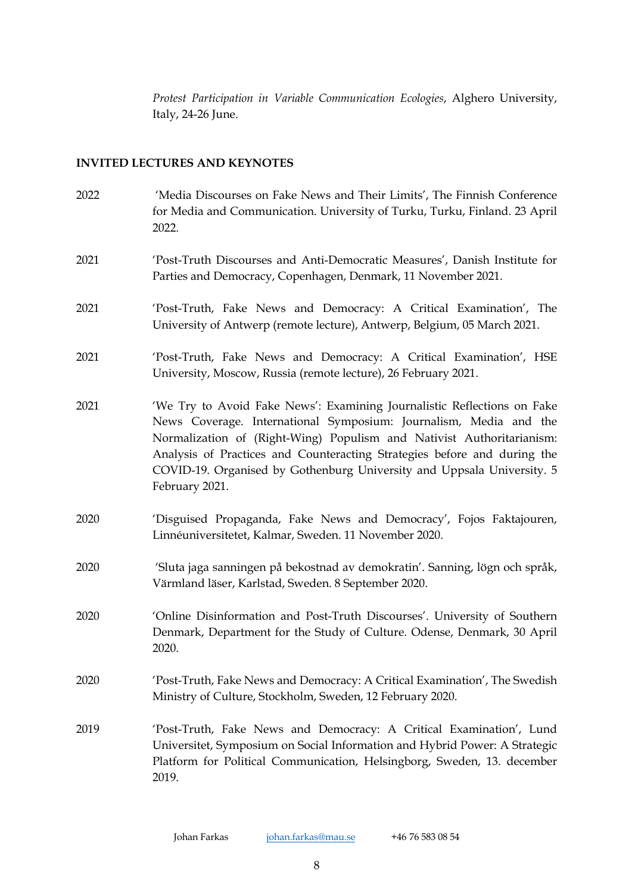*Protest Participation in Variable Communication Ecologies*, Alghero University, Italy, 24-26 June.

**INVITED LECTURES AND KEYNOTES**

2022 'Media Discourses on Fake News and Their Limits', The Finnish Conference for Media and Communication. University of Turku, Turku, Finland. 23 April 2022.

2021 'Post-Truth Discourses and Anti-Democratic Measures', Danish Institute for Parties and Democracy, Copenhagen, Denmark, 11 November 2021.

2021 'Post-Truth, Fake News and Democracy: A Critical Examination', The University of Antwerp (remote lecture), Antwerp, Belgium, 05 March 2021.

2021 'Post-Truth, Fake News and Democracy: A Critical Examination', HSE University, Moscow, Russia (remote lecture), 26 February 2021.

2021 'We Try to Avoid Fake News': Examining Journalistic Reflections on Fake News Coverage. International Symposium: Journalism, Media and the Normalization of (Right-Wing) Populism and Nativist Authoritarianism: Analysis of Practices and Counteracting Strategies before and during the COVID-19. Organised by Gothenburg University and Uppsala University. 5 February 2021.

2020 'Disguised Propaganda, Fake News and Democracy', Fojos Faktajouren, Linnéuniversitetet, Kalmar, Sweden. 11 November 2020.

2020 'Sluta jaga sanningen på bekostnad av demokratin'. Sanning, lögn och språk, Värmland läser, Karlstad, Sweden. 8 September 2020.

2020 'Online Disinformation and Post-Truth Discourses'. University of Southern Denmark, Department for the Study of Culture. Odense, Denmark, 30 April 2020.

2020 'Post-Truth, Fake News and Democracy: A Critical Examination', The Swedish Ministry of Culture, Stockholm, Sweden, 12 February 2020.

2019 'Post-Truth, Fake News and Democracy: A Critical Examination', Lund Universitet, Symposium on Social Information and Hybrid Power: A Strategic Platform for Political Communication, Helsingborg, Sweden, 13. december 2019.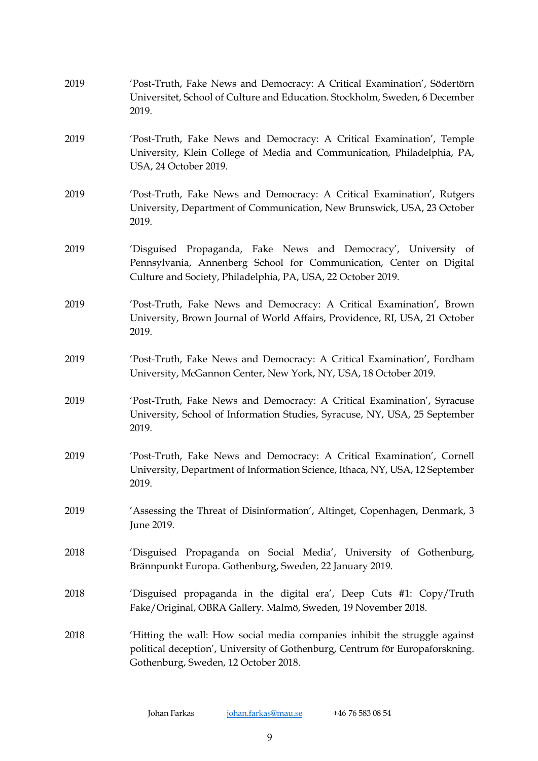2019 'Post-Truth, Fake News and Democracy: A Critical Examination', Södertörn Universitet, School of Culture and Education. Stockholm, Sweden, 6 December 2019.

2019 'Post-Truth, Fake News and Democracy: A Critical Examination', Temple University, Klein College of Media and Communication, Philadelphia, PA, USA, 24 October 2019.

2019 'Post-Truth, Fake News and Democracy: A Critical Examination', Rutgers University, Department of Communication, New Brunswick, USA, 23 October 2019.

2019 'Disguised Propaganda, Fake News and Democracy', University of Pennsylvania, Annenberg School for Communication, Center on Digital Culture and Society, Philadelphia, PA, USA, 22 October 2019.

2019 'Post-Truth, Fake News and Democracy: A Critical Examination', Brown University, Brown Journal of World Affairs, Providence, RI, USA, 21 October 2019.

2019 'Post-Truth, Fake News and Democracy: A Critical Examination', Fordham University, McGannon Center, New York, NY, USA, 18 October 2019.

2019 'Post-Truth, Fake News and Democracy: A Critical Examination', Syracuse University, School of Information Studies, Syracuse, NY, USA, 25 September 2019.

2019 'Post-Truth, Fake News and Democracy: A Critical Examination', Cornell University, Department of Information Science, Ithaca, NY, USA, 12 September 2019.

2019 'Assessing the Threat of Disinformation', Altinget, Copenhagen, Denmark, 3 June 2019.

2018 'Disguised Propaganda on Social Media', University of Gothenburg, Brännpunkt Europa. Gothenburg, Sweden, 22 January 2019.

2018 'Disguised propaganda in the digital era', Deep Cuts #1: Copy/Truth Fake/Original, OBRA Gallery. Malmö, Sweden, 19 November 2018.

2018 'Hitting the wall: How social media companies inhibit the struggle against political deception', University of Gothenburg, Centrum för Europaforskning. Gothenburg, Sweden, 12 October 2018.

Johan Farkas johan.farkas@mau.se +46 76 583 08 54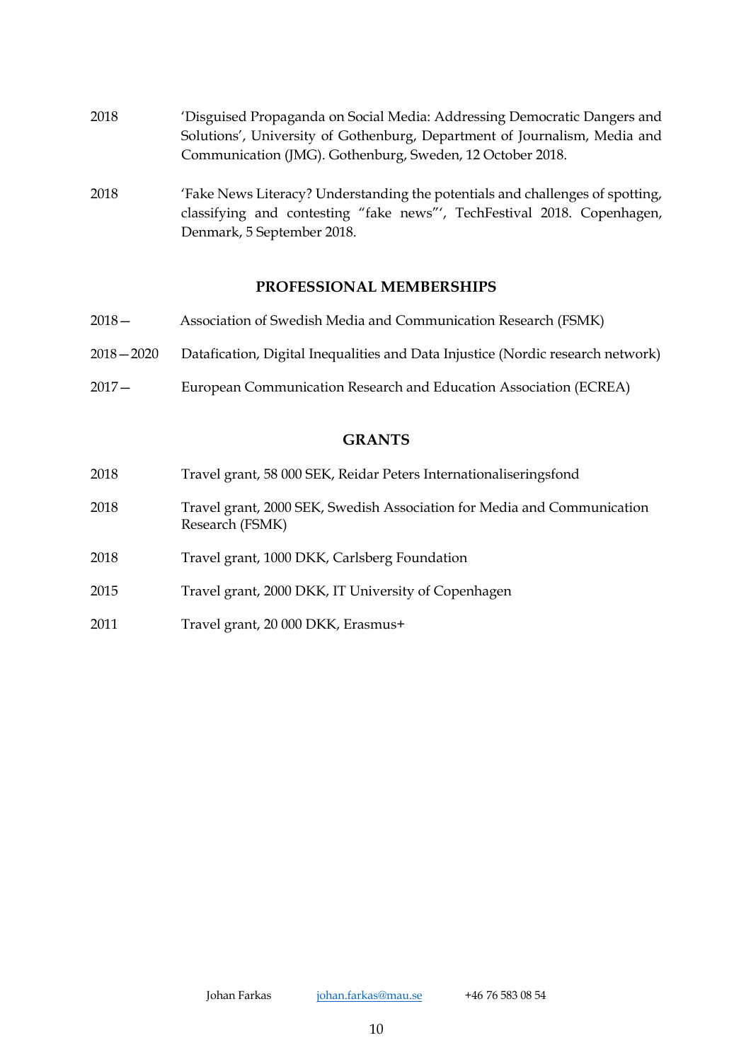2018 'Disguised Propaganda on Social Media: Addressing Democratic Dangers and Solutions', University of Gothenburg, Department of Journalism, Media and Communication (JMG). Gothenburg, Sweden, 12 October 2018.

2018 'Fake News Literacy? Understanding the potentials and challenges of spotting, classifying and contesting "fake news"', TechFestival 2018. Copenhagen, Denmark, 5 September 2018.

## PROFESSIONAL MEMBERSHIPS

2018— Association of Swedish Media and Communication Research (FSMK)

2018—2020 Datafication, Digital Inequalities and Data Injustice (Nordic research network)

2017— European Communication Research and Education Association (ECREA)

## GRANTS

2018 Travel grant, 58 000 SEK, Reidar Peters Internationaliseringsfond

2018 Travel grant, 2000 SEK, Swedish Association for Media and Communication Research (FSMK)

2018 Travel grant, 1000 DKK, Carlsberg Foundation

2015 Travel grant, 2000 DKK, IT University of Copenhagen

2011 Travel grant, 20 000 DKK, Erasmus+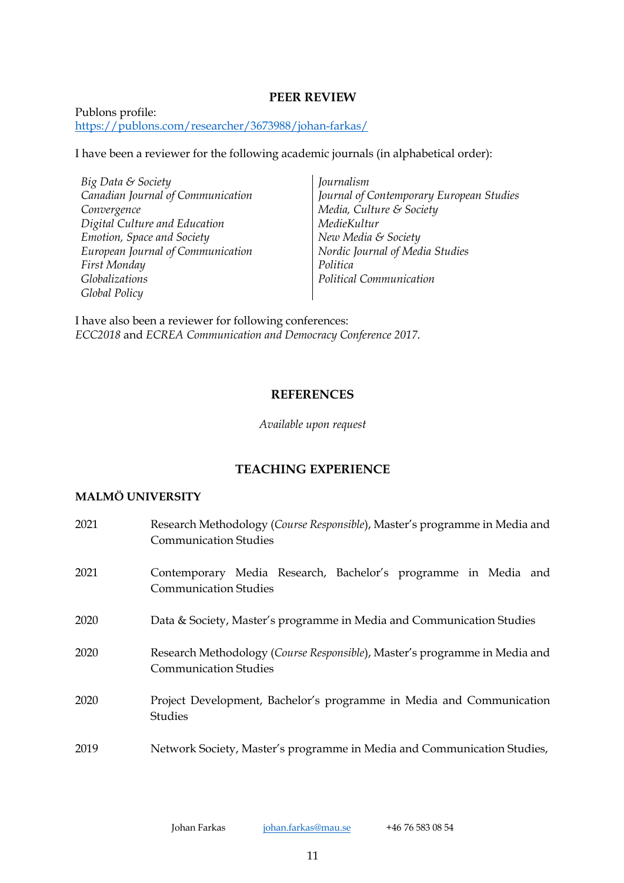## PEER REVIEW

Publons profile:
https://publons.com/researcher/3673988/johan-farkas/

I have been a reviewer for the following academic journals (in alphabetical order):

*Big Data & Society*
*Canadian Journal of Communication*
*Convergence*
*Digital Culture and Education*
*Emotion, Space and Society*
*European Journal of Communication*
*First Monday*
*Globalizations*
*Global Policy*
*Journalism*
*Journal of Contemporary European Studies*
*Media, Culture & Society*
*MedieKultur*
*New Media & Society*
*Nordic Journal of Media Studies*
*Politica*
*Political Communication*

I have also been a reviewer for following conferences:
*ECC2018* and *ECREA Communication and Democracy Conference 2017*.

## REFERENCES

*Available upon request*

## TEACHING EXPERIENCE

### MALMÖ UNIVERSITY

2021 Research Methodology (*Course Responsible*), Master's programme in Media and Communication Studies

2021 Contemporary Media Research, Bachelor's programme in Media and Communication Studies

2020 Data & Society, Master's programme in Media and Communication Studies

2020 Research Methodology (*Course Responsible*), Master's programme in Media and Communication Studies

2020 Project Development, Bachelor's programme in Media and Communication Studies

2019 Network Society, Master's programme in Media and Communication Studies,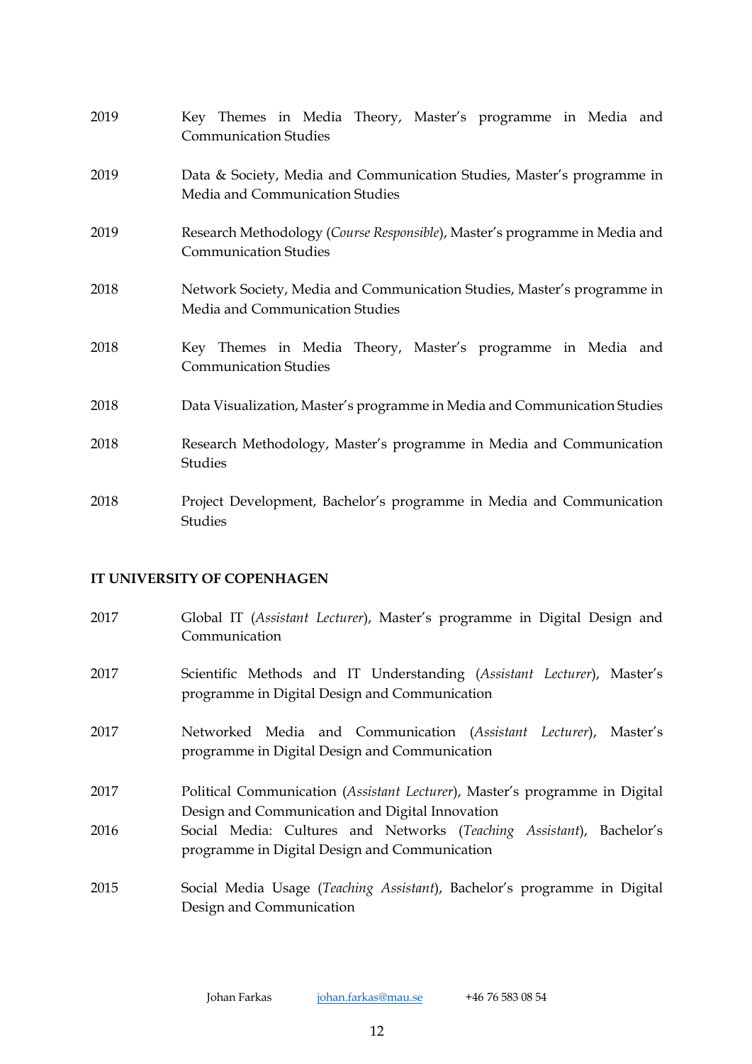2019 Key Themes in Media Theory, Master's programme in Media and Communication Studies

2019 Data & Society, Media and Communication Studies, Master's programme in Media and Communication Studies

2019 Research Methodology (*Course Responsible*), Master's programme in Media and Communication Studies

2018 Network Society, Media and Communication Studies, Master's programme in Media and Communication Studies

2018 Key Themes in Media Theory, Master's programme in Media and Communication Studies

2018 Data Visualization, Master's programme in Media and Communication Studies

2018 Research Methodology, Master's programme in Media and Communication Studies

2018 Project Development, Bachelor's programme in Media and Communication Studies

**IT UNIVERSITY OF COPENHAGEN**

2017 Global IT (*Assistant Lecturer*), Master's programme in Digital Design and Communication

2017 Scientific Methods and IT Understanding (*Assistant Lecturer*), Master's programme in Digital Design and Communication

2017 Networked Media and Communication (*Assistant Lecturer*), Master's programme in Digital Design and Communication

2017 Political Communication (*Assistant Lecturer*), Master's programme in Digital Design and Communication and Digital Innovation

2016 Social Media: Cultures and Networks (*Teaching Assistant*), Bachelor's programme in Digital Design and Communication

2015 Social Media Usage (*Teaching Assistant*), Bachelor's programme in Digital Design and Communication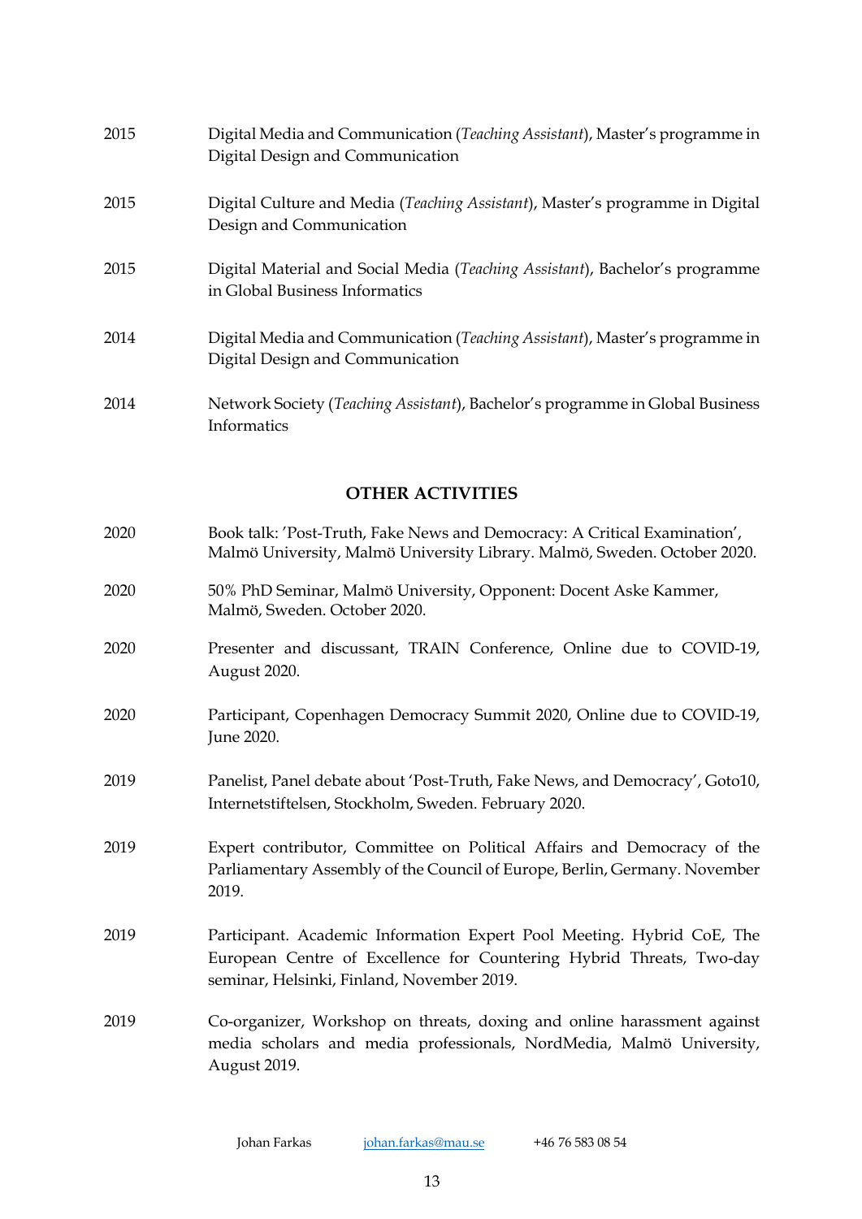2015 Digital Media and Communication (*Teaching Assistant*), Master's programme in Digital Design and Communication

2015 Digital Culture and Media (*Teaching Assistant*), Master's programme in Digital Design and Communication

2015 Digital Material and Social Media (*Teaching Assistant*), Bachelor's programme in Global Business Informatics

2014 Digital Media and Communication (*Teaching Assistant*), Master's programme in Digital Design and Communication

2014 Network Society (*Teaching Assistant*), Bachelor's programme in Global Business Informatics

## OTHER ACTIVITIES

2020 Book talk: 'Post-Truth, Fake News and Democracy: A Critical Examination', Malmö University, Malmö University Library. Malmö, Sweden. October 2020.

2020 50% PhD Seminar, Malmö University, Opponent: Docent Aske Kammer, Malmö, Sweden. October 2020.

2020 Presenter and discussant, TRAIN Conference, Online due to COVID-19, August 2020.

2020 Participant, Copenhagen Democracy Summit 2020, Online due to COVID-19, June 2020.

2019 Panelist, Panel debate about 'Post-Truth, Fake News, and Democracy', Goto10, Internetstiftelsen, Stockholm, Sweden. February 2020.

2019 Expert contributor, Committee on Political Affairs and Democracy of the Parliamentary Assembly of the Council of Europe, Berlin, Germany. November 2019.

2019 Participant. Academic Information Expert Pool Meeting. Hybrid CoE, The European Centre of Excellence for Countering Hybrid Threats, Two-day seminar, Helsinki, Finland, November 2019.

2019 Co-organizer, Workshop on threats, doxing and online harassment against media scholars and media professionals, NordMedia, Malmö University, August 2019.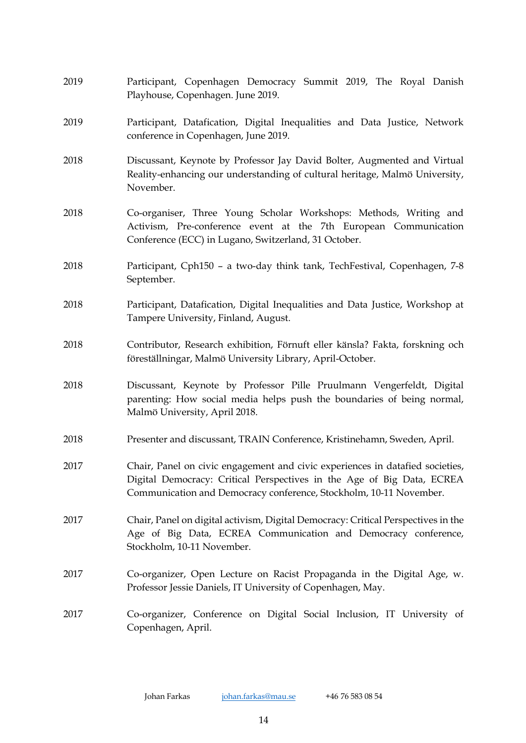| | |
|---|---|
| 2019 | Participant, Copenhagen Democracy Summit 2019, The Royal Danish Playhouse, Copenhagen. June 2019. |
| 2019 | Participant, Datafication, Digital Inequalities and Data Justice, Network conference in Copenhagen, June 2019. |
| 2018 | Discussant, Keynote by Professor Jay David Bolter, Augmented and Virtual Reality-enhancing our understanding of cultural heritage, Malmö University, November. |
| 2018 | Co-organiser, Three Young Scholar Workshops: Methods, Writing and Activism, Pre-conference event at the 7th European Communication Conference (ECC) in Lugano, Switzerland, 31 October. |
| 2018 | Participant, Cph150 – a two-day think tank, TechFestival, Copenhagen, 7-8 September. |
| 2018 | Participant, Datafication, Digital Inequalities and Data Justice, Workshop at Tampere University, Finland, August. |
| 2018 | Contributor, Research exhibition, Förnuft eller känsla? Fakta, forskning och föreställningar, Malmö University Library, April-October. |
| 2018 | Discussant, Keynote by Professor Pille Pruulmann Vengerfeldt, Digital parenting: How social media helps push the boundaries of being normal, Malmö University, April 2018. |
| 2018 | Presenter and discussant, TRAIN Conference, Kristinehamn, Sweden, April. |
| 2017 | Chair, Panel on civic engagement and civic experiences in datafied societies, Digital Democracy: Critical Perspectives in the Age of Big Data, ECREA Communication and Democracy conference, Stockholm, 10-11 November. |
| 2017 | Chair, Panel on digital activism, Digital Democracy: Critical Perspectives in the Age of Big Data, ECREA Communication and Democracy conference, Stockholm, 10-11 November. |
| 2017 | Co-organizer, Open Lecture on Racist Propaganda in the Digital Age, w. Professor Jessie Daniels, IT University of Copenhagen, May. |
| 2017 | Co-organizer, Conference on Digital Social Inclusion, IT University of Copenhagen, April. |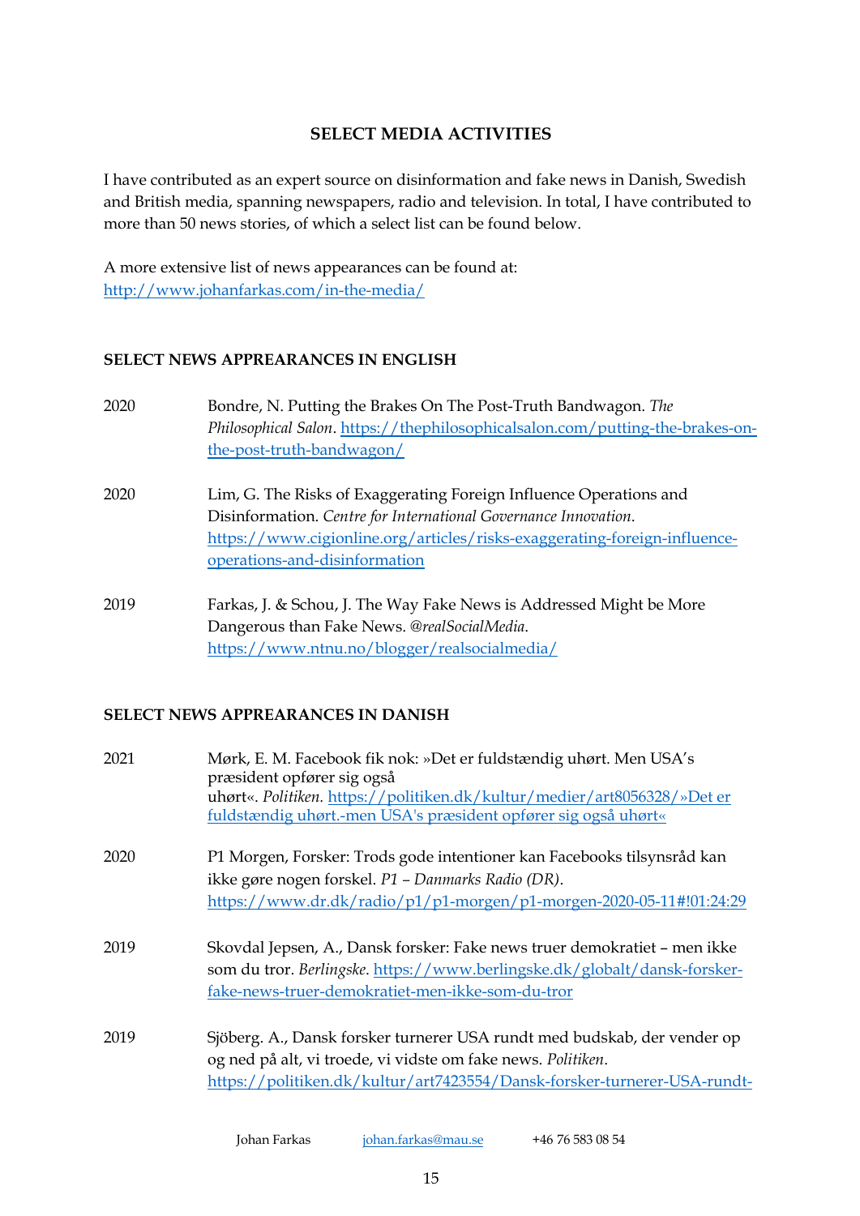## SELECT MEDIA ACTIVITIES

I have contributed as an expert source on disinformation and fake news in Danish, Swedish and British media, spanning newspapers, radio and television. In total, I have contributed to more than 50 news stories, of which a select list can be found below.

A more extensive list of news appearances can be found at: http://www.johanfarkas.com/in-the-media/

### SELECT NEWS APPREARANCES IN ENGLISH

2020 Bondre, N. Putting the Brakes On The Post-Truth Bandwagon. *The Philosophical Salon*. https://thephilosophicalsalon.com/putting-the-brakes-on-the-post-truth-bandwagon/

2020 Lim, G. The Risks of Exaggerating Foreign Influence Operations and Disinformation. *Centre for International Governance Innovation*. https://www.cigionline.org/articles/risks-exaggerating-foreign-influence-operations-and-disinformation

2019 Farkas, J. & Schou, J. The Way Fake News is Addressed Might be More Dangerous than Fake News. *@realSocialMedia*. https://www.ntnu.no/blogger/realsocialmedia/

### SELECT NEWS APPREARANCES IN DANISH

2021 Mørk, E. M. Facebook fik nok: »Det er fuldstændig uhørt. Men USA's præsident opfører sig også uhørt«. *Politiken.* https://politiken.dk/kultur/medier/art8056328/»Det er fuldstændig uhørt.-men USA's præsident opfører sig også uhørt«

2020 P1 Morgen, Forsker: Trods gode intentioner kan Facebooks tilsynsråd kan ikke gøre nogen forskel. *P1 – Danmarks Radio (DR)*. https://www.dr.dk/radio/p1/p1-morgen/p1-morgen-2020-05-11#!01:24:29

2019 Skovdal Jepsen, A., Dansk forsker: Fake news truer demokratiet – men ikke som du tror. *Berlingske*. https://www.berlingske.dk/globalt/dansk-forsker-fake-news-truer-demokratiet-men-ikke-som-du-tror

2019 Sjöberg. A., Dansk forsker turnerer USA rundt med budskab, der vender op og ned på alt, vi troede, vi vidste om fake news. *Politiken*. https://politiken.dk/kultur/art7423554/Dansk-forsker-turnerer-USA-rundt-

Johan Farkas johan.farkas@mau.se +46 76 583 08 54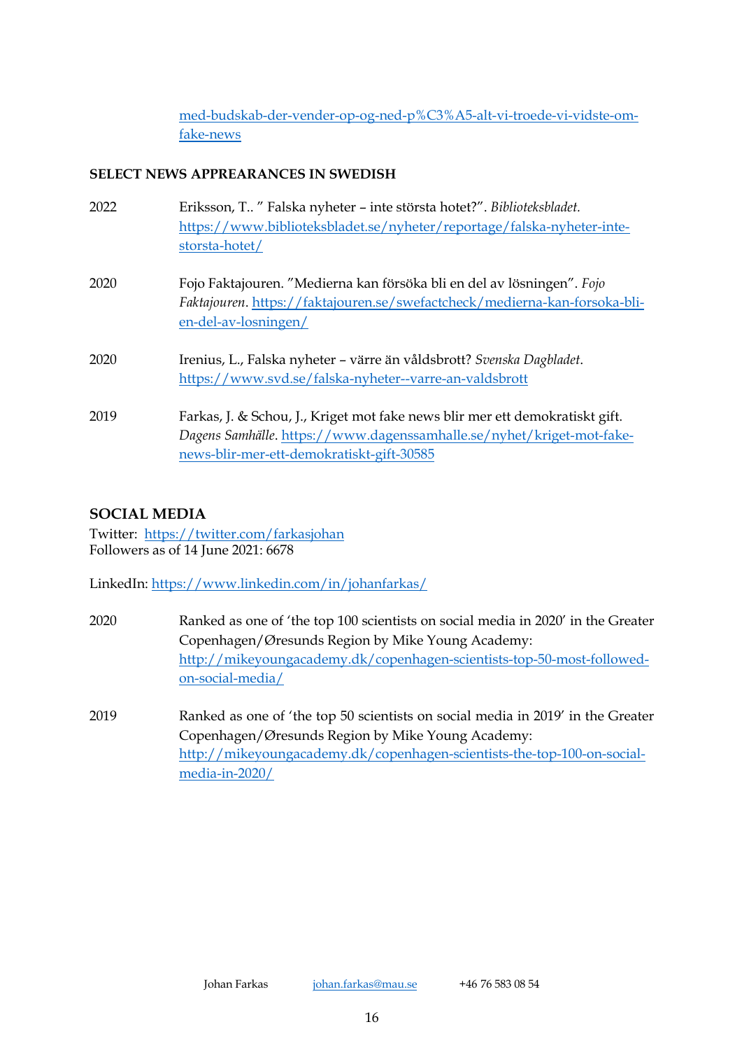med-budskab-der-vender-op-og-ned-p%C3%A5-alt-vi-troede-vi-vidste-om-fake-news

**SELECT NEWS APPEARANCES IN SWEDISH**

2022 Eriksson, T.. " Falska nyheter – inte största hotet?". *Biblioteksbladet.* https://www.biblioteksbladet.se/nyheter/reportage/falska-nyheter-inte-storsta-hotet/

2020 Fojo Faktajouren. "Medierna kan försöka bli en del av lösningen". *Fojo Faktajouren*. https://faktajouren.se/swefactcheck/medierna-kan-forsoka-bli-en-del-av-losningen/

2020 Irenius, L., Falska nyheter – värre än våldsbrott? *Svenska Dagbladet*. https://www.svd.se/falska-nyheter--varre-an-valdsbrott

2019 Farkas, J. & Schou, J., Kriget mot fake news blir mer ett demokratiskt gift. *Dagens Samhälle*. https://www.dagenssamhalle.se/nyhet/kriget-mot-fake-news-blir-mer-ett-demokratiskt-gift-30585

## SOCIAL MEDIA

Twitter: https://twitter.com/farkasjohan
Followers as of 14 June 2021: 6678

LinkedIn: https://www.linkedin.com/in/johanfarkas/

2020 Ranked as one of 'the top 100 scientists on social media in 2020' in the Greater Copenhagen/Øresunds Region by Mike Young Academy: http://mikeyoungacademy.dk/copenhagen-scientists-top-50-most-followed-on-social-media/

2019 Ranked as one of 'the top 50 scientists on social media in 2019' in the Greater Copenhagen/Øresunds Region by Mike Young Academy: http://mikeyoungacademy.dk/copenhagen-scientists-the-top-100-on-social-media-in-2020/

Johan Farkas johan.farkas@mau.se +46 76 583 08 54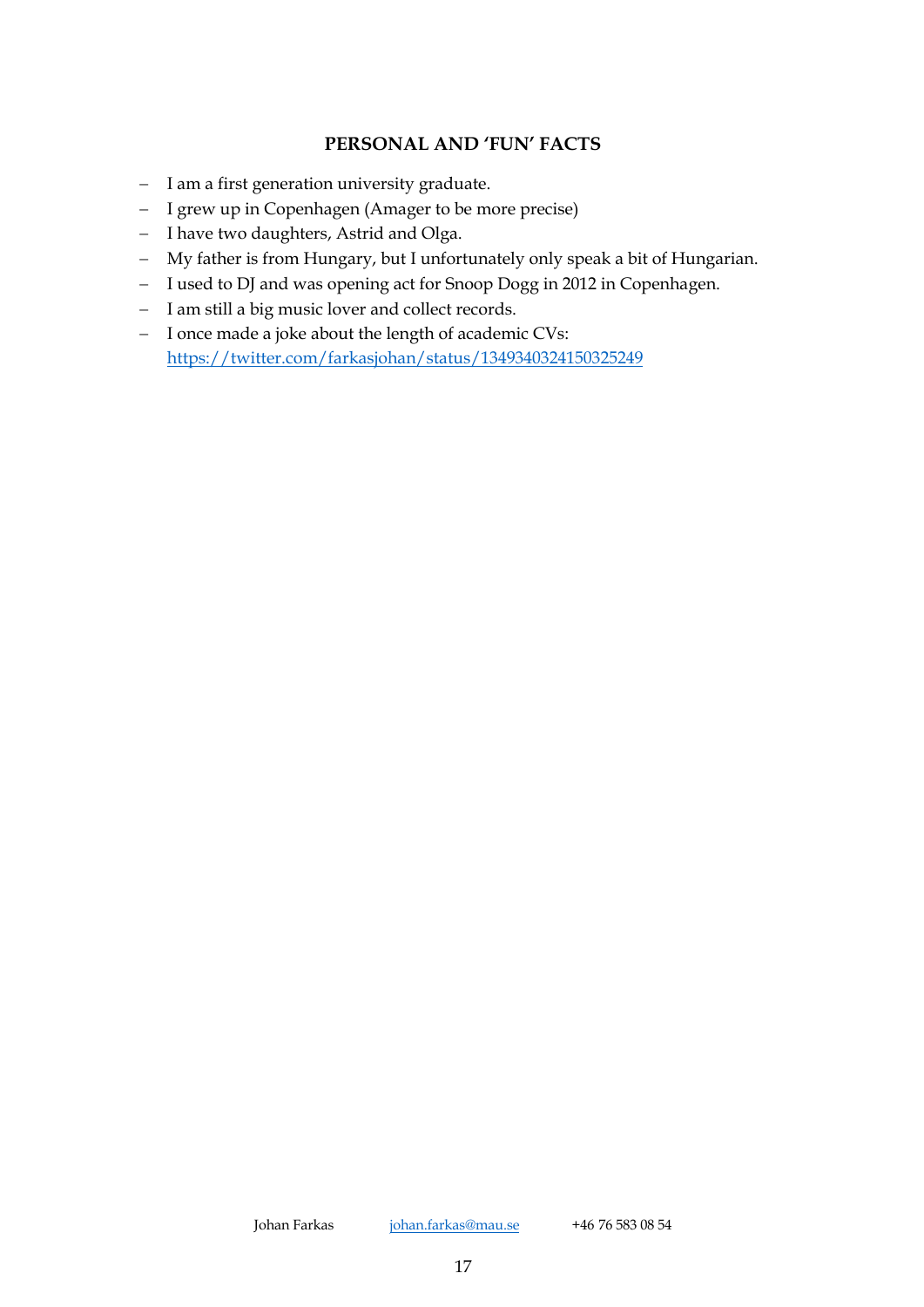## PERSONAL AND 'FUN' FACTS

- I am a first generation university graduate.
- I grew up in Copenhagen (Amager to be more precise)
- I have two daughters, Astrid and Olga.
- My father is from Hungary, but I unfortunately only speak a bit of Hungarian.
- I used to DJ and was opening act for Snoop Dogg in 2012 in Copenhagen.
- I am still a big music lover and collect records.
- I once made a joke about the length of academic CVs: https://twitter.com/farkasjohan/status/1349340324150325249